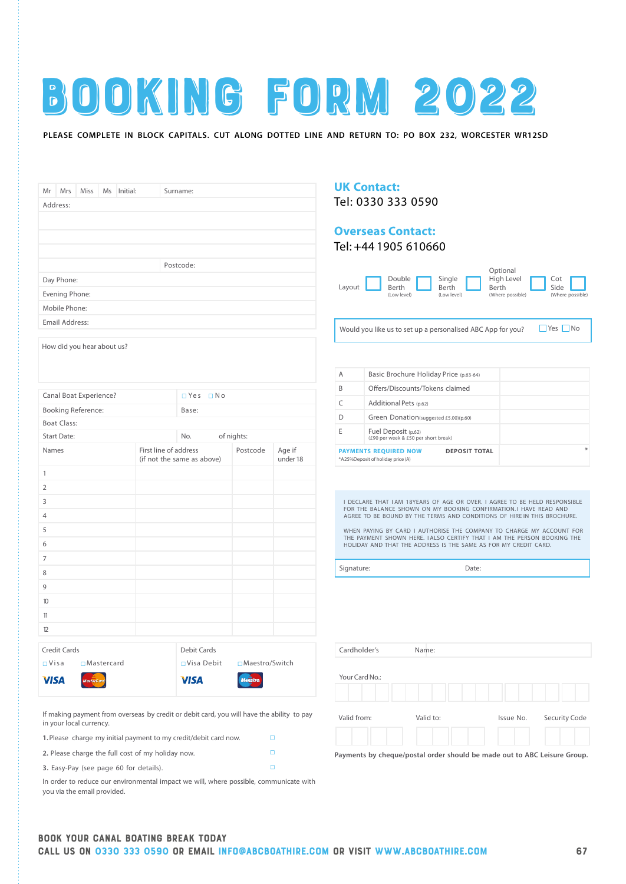# BOOKING FORM 2022

**PLEASE COMPLETE IN BLOCK CAPITALS. CUT ALONG DOTTED LINE AND RETURN TO: PO BOX 232, WORCESTER WR12SD**

| Mr | Mrs | Miss | Ms | Initial: | Surname: |
|---|---|---|---|---|---|
| Address: | | | | | |
| | | | | | |
| | | | | | |
| | | | | | Postcode: |
| Day Phone: | | | | | |
| Evening Phone: | | | | | |
| Mobile Phone: | | | | | |
| Email Address: | | | | | |

How did you hear about us?

| Canal Boat Experience? | ☐ Yes ☐ No |
|---|---|
| Booking Reference: | Base: |
| Boat Class: | |
| Start Date: | No. of nights: |

| Names | First line of address (if not the same as above) | Postcode | Age if under 18 |
|---|---|---|---|
| 1 | | | |
| 2 | | | |
| 3 | | | |
| 4 | | | |
| 5 | | | |
| 6 | | | |
| 7 | | | |
| 8 | | | |
| 9 | | | |
| 10 | | | |
| 11 | | | |
| 12 | | | |

| Credit Cards | | Debit Cards | |
|---|---|---|---|
| ☐ Visa | ☐ Mastercard | ☐ Visa Debit | ☐ Maestro/Switch |

If making payment from overseas by credit or debit card, you will have the ability to pay in your local currency.

1. Please charge my initial payment to my credit/debit card now. ☐
2. Please charge the full cost of my holiday now. ☐
3. Easy-Pay (see page 60 for details). ☐

In order to reduce our environmental impact we will, where possible, communicate with you via the email provided.

## UK Contact:
Tel: 0330 333 0590

## Overseas Contact:
Tel: +44 1905 610660

Layout ☐ Double Berth (Low level) ☐ Single Berth (Low level) ☐ Optional High Level Berth (Where possible) ☐ Cot Side (Where possible) ☐

Would you like us to set up a personalised ABC App for you? ☐ Yes ☐ No

| | | |
|---|---|---|
| A | Basic Brochure Holiday Price (p.63-64) | |
| B | Offers/Discounts/Tokens claimed | |
| C | Additional Pets (p.62) | |
| D | Green Donation (suggested £5.00)(p.60) | |
| E | Fuel Deposit (p.62) (£90 per week & £50 per short break) | |
| | **PAYMENTS REQUIRED NOW** *A25%Deposit of holiday price (A) — **DEPOSIT TOTAL** | * |

I DECLARE THAT I AM 18YEARS OF AGE OR OVER. I AGREE TO BE HELD RESPONSIBLE FOR THE BALANCE SHOWN ON MY BOOKING CONFIRMATION. I HAVE READ AND AGREE TO BE BOUND BY THE TERMS AND CONDITIONS OF HIRE IN THIS BROCHURE.

WHEN PAYING BY CARD I AUTHORISE THE COMPANY TO CHARGE MY ACCOUNT FOR THE PAYMENT SHOWN HERE. I ALSO CERTIFY THAT I AM THE PERSON BOOKING THE HOLIDAY AND THAT THE ADDRESS IS THE SAME AS FOR MY CREDIT CARD.

Signature: Date:

Cardholder's Name:

Your Card No.:

Valid from: Valid to: Issue No. Security Code

**Payments by cheque/postal order should be made out to ABC Leisure Group.**

**BOOK YOUR CANAL BOATING BREAK TODAY**
**CALL US ON 0330 333 0590 OR EMAIL INFO@ABCBOATHIRE.COM OR VISIT WWW.ABCBOATHIRE.COM**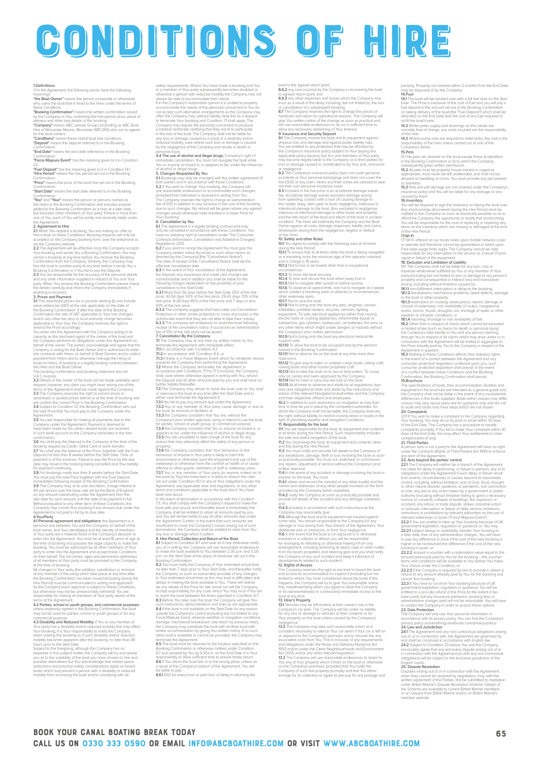# CONDITIONS OF HIRE

**1. Definitions**

1.1 In the Agreement, the following words have the following meanings:

**"the Boat Owner"** means the person (corporate or otherwise) who owns the boat that is hired to the Hirer under the terms of these Conditions.

**"Booking Confirmation"** means the written confirmation issued by the Company to You confirming the hire period, price, place of delivery and other key details of the booking.

**"Company"** means ABC Leisure Group Ltd (trading as ABC Boat Hire of Worcester Marina, Worcester WR1 2RS) who act as agents for the boat owners.

**"Conditions"** means these inland boat hire conditions.

**"Deposit"** means the deposit referred to in the Booking Confirmation.

**"End Date"** means the end date referred to in the Booking Confirmation.

**"Force Majeure Event"** has the meaning given to it in Condition 22.

**"Fuel Deposit"** has the meaning given to it in Condition 14.1.

**"Hire Period"** means the hire period set out in the Booking Confirmation.

**"Price"** means the price of the boat hire set out in the Booking Confirmation.

**"Start Date"** means the start date referred to in the Booking Confirmation.

**"You"** and **"Your"** means the person or persons named as the hirers in the Booking Confirmation and includes anyone added to the Booking Confirmation as a hirer at a later date, but excludes other members of Your party. If there is more than one of You, each of You will be jointly and severally liable under the Agreement.

**2. Agreement to Hire**

**2.1** When You request a booking, You are making an offer to hire a boat on these Conditions. Booking requests will only be accepted on the Company booking form, over the telephone or, via the Company website.

**2.2** The Agreement will be effective once the Company accepts Your booking and sends You a Booking Confirmation. You may cancel a booking at any time before You receive the Booking Confirmation from the Company. Similarly, the Company may hire the boat to another party at any time before it sends You a Booking Confirmation or if You fail to pay the Deposit.

**2.3** You are responsible for the accuracy of the personal details and any other information supplied in respect of You and Your party. When You receive the Booking Confirmation please check the details carefully and inform the Company immediately if anything is incorrect.

**3. Prices and Payment**

**3.1** The advertised prices are in pounds sterling (£) and include value added tax (VAT) at the rate applicable on the date of the Booking Confirmation. If after the date of the Booking Confirmation the rate of VAT applicable to Your hire changes and/or any other tax, levy or local authority charge becomes applicable to Your hire, the Company reserves the right to amend the Price accordingly.

You enter into this Agreement with the Company acting in its capacity as the disclosed agent of the owner of the boat and the Company performs its obligations under this Agreement on behalf of the owner. The parties acknowledge and agree that the Company is acting for the Boat Owner and is authorised to enter into contracts with Hirers on behalf of Boat Owners and to collect payment from Hirers and to otherwise manage the hiring of boats to Hirers. A booking is a legally binding contract between the Hirer and the Boat Owner.

The booking confirmation and booking statement are not V.A.T. invoices.

**3.2** Details of the owner of the boat can be made available upon request, however, any claim you might have arising out of the terms of this Agreement shall be made against the Company.

**3.3** The Company reserves the right to correct errors in advertised or quoted prices before or at the time of booking and will confirm the correct Price in the Booking Confirmation.

**3.4** Subject to Condition 3.1, the Booking Confirmation sets out the total Price that You must pay to the Company under the Agreement.

**3.5** You are responsible for making all payments due to the Company under the Agreement. Payment is deemed to have been made by You when cleared funds are received in such bank account as the Company nominates in the hire confirmation.

**3.6** You shall pay the Deposit to the Company at the time of the booking request by Credit / Debit Card or bank transfer.

**3.7** You shall pay the balance of the Price, together with the Fuel Deposit not less than 8 weeks before the Start Date. Time of payment is of the essence. Failure to pay the Price by the due date may result in the booking being cancelled and Your liability for payment continuing.

**3.8** For bookings made less than 8 weeks before the Start Date, You must pay the total Price together with the Fuel Deposit immediately following receipt of the Booking Confirmation.

**3.9** The Company may, at its sole discretion, charge interest at 4% per annum over the base rate set by the Bank of England on any amount outstanding under the Agreement from the due date for such amount until the date of its payment in full. Without prejudice to any other term of these Conditions, the Company may cancel Your booking if any amount due under the Agreement is not paid in full by its due date.

**4. Your Party**

**4.1 Personal agreement and obligations:** the Agreement is a personal one between You and the Company on behalf of the boat owner, and Your identity(ies) and the identity of members of Your party are a material factor in the Company's decision to enter into the Agreement. You must be at least 18 years of age at the time of booking and possess the legal capacity to make the booking. You must be authorised by all other members of Your party to enter into the Agreement and accept these Conditions on their behalf. The full names, ages and permanent addresses of all members of Your party must be provided to the Company at the time of booking.

All changes in Your party (the addition, substitution or removal of any member of the party) which take place at any time after the Booking Confirmation has been issued (including during the Hire Period) must be communicated in writing and approved by the Company (such approval is subject to these Conditions, but otherwise may not be unreasonably withheld). You are responsible for making all members of Your party aware of the terms of the Agreement.

**4.2 Parties, school or youth groups, and commercial purposes:** unless expressly agreed in the Booking Confirmation, the boat may not be used for parties, school or youth groups or for any commercial purpose.

**4.3 Disability and Reduced Mobility:** if You or any member of Your party has a disability and/or reduced mobility that may affect Your booking, it is Your responsibility to notify the Company when making the booking or, if such disability and/or reduced mobility becomes apparent after the booking, no later than 48 hours prior to the Start Date.

Subject to the foregoing, although the Company has no expertise in this subject matter, the Company will try and advise you as to the suitability of the boat you have chosen to hire and possible alternatives but You acknowledge that certain space restrictions and practical safety considerations apply on board boats which may prevent a person with a disability or reduced mobility from accessing the boat and/or complying with all safety requirements. Where You have made a booking and You or a member of Your party subsequently becomes disabled or otherwise a person with reduced mobility the Company may not always be able to accommodate their needs.

If in the Company's reasonable opinion it is unable to properly accommodate the needs of the person(s) concerned or You do not accept such alternative arrangements as the Company may offer, the Company may, without liability, treat this as a request to terminate Your booking and Condition 7.1 shall apply. The Company may require the person(s) concerned to produce a medical certificate certifying that they are fit to participate in the hire of the boat. The Company shall not be liable for any loss or damage caused as a result of a disability and/or reduced mobility, save where such loss or damage is caused by the negligence of the Company and results in death or personal injury.

**4.4 The use of alcohol and illegal drugs;** Company's right of immediate cancellation: You must not navigate the boat while You or anyone on board is, or appears to be, under the influence of alcohol or illegal drugs.

**5. Changes Requested By You**

**5.1** Bookings may only be changed with the written agreement of both parties and in accordance with these Conditions.

**5.2** If You wish to change Your booking, the Company will use reasonable endeavours to accommodate such changes, provided that notification is received in writing from You. The Company reserves the right to charge an administration fee of £50 in addition to any increase in the cost of the booking due to such changes. No refund will be given where any agreed changes would otherwise have resulted in a lower Price for Your booking.

**6. Cancellation by You**

**6.1** The Agreement is a legally binding contract and may only be cancelled in accordance with these Conditions. You have no statutory right of cancellation under The Consumer Contracts (Information, Cancellation and Additional Charges) Regulations 2013.

**6.2** If you want to cancel the Agreement You must give the Company written notice (by email or such other means as directed by the Company) (the "Cancellation Notice"). The date of receipt of the Cancellation Notice shall be the effective cancellation date.

**6.3** In the event of Your cancellation of the Agreement, the Deposit, any insurances and credit card charges are nonrefundable and in addition you shall be liable for the following charges dependent on the proximity of your cancellation to the Start Date:

**6.3.1** more than 56 days before the Start Date 25% of the hire price. 43-56 days 50% of the hire price. 29-42 days 70% of the hire price. 8-28 days 80% of the hire price and 7 days or less 90% of the hire price.

**6.3.2** The company suggests that hirers take out Cancellation Protection or other similar protection to cover any losses in the unfortunate event that they are not able to take their holiday.

**6.3.3** The company will endeavour to resell the boat following receipt of the cancellation notice. If successful an administration fee of 15% of the hire price will be levied.

**7. Cancellation By the Company**

**7.1** The Company may at any time by written notice to You terminate the Agreement with immediate effect:

**7.1.1** in accordance with Condition 4.3.

**7.1.2** in accordance with Condition 8.4; or

**7.1.3** if there is a Force Majeure Event which for whatever reason prevents the Company from performing the Agreement.

**7.2** Where the Company terminates the Agreement in accordance with Conditions 7.1.1 to 7.1.3 inclusive, the Company shall, save where otherwise agreed in writing with You, refund the Deposit and all other amounts paid by you and shall have no further liability thereafter.

**7.3** The Company may refuse to hand the boat over to You and/ or repossess the boat at any time after the Start Date and in either case terminate the Agreement if:

**7.3.1** You fail to pay any amount due under the Agreement;

**7.3.2** You or any member of Your party cause damage or loss to the boat, its services or facilities; or

**7.3.3** the Company considers that You are, without the Company's prior written approval, using or intend to use the boat for parties, school or youth group, or commercial purpose;

**7.3.4** the Company considers that You or anyone on board is, or appears to be, under the influence of alcohol or illegal drugs;

**7.3.5** You are unsuitable to take charge of the boat for any reason that may adversely affect the safety of any person or property;

**7.3.6** the Company considers that Your behaviour or the behaviour of anyone in Your party is likely to harm the environment or otherwise spoil the enjoyment and use of the waterways or otherwise harm the comfort or health of or cause offence to other guests, members of staff or waterway users;

**7.3.7** You or any member of Your party (or anyone invited on to the boat by You) has breached or is likely to breach the rules set out under Condition 10.1 or any of Your obligations under the Agreement, any applicable laws and regulations, or any other terms and conditions applicable to the boat which You have been told about.

In the event of termination in accordance with this Condition 7.3, You shall comply with the Company's request to make the boat safe and secure and thereafter leave it immediately the Company shall be entitled to retain all amounts paid by you and You will remain liable to pay all other amounts due under the Agreement. Further, in the event that such amounts are insufficient to cover the Company's losses arising out of such terminations, the Company shall be entitled to claim from You any loss or damage which it suffers

**8. Hire Period, Collection and Return of the Boat**

**8.1** Subject to Condition 8.7 and save as it may otherwise notify you of in writing, the Company will use reasonable endeavours to make the boat available to You between 2.30 p.m. and 5.00 p.m. on the Start Date at the place of handover set out in the Booking Confirmation.

**8.2** You must notify the Company of Your estimated arrival time no later than 7 days prior to Your Start Date, and thereafter notify the Company as soon as reasonably possible of any changes to Your estimated arrival time as this may lead to difficulties and delays in making the boat available to You. There will neither be any rebate of the Price for late arrival nor will the Company accept responsibility for any costs which You may incur if You fail to reach the boat between the times specified in Condition 8.7.

**8.3** Before You take over the boat, the Company will give You such instructions, demonstrations and trials as are appropriate.

**8.4** If the boat is not available on the Start Date for any reason outside the Company's control (including but not limited to any Force Majeure Event, adverse weather or navigation conditions, damage, mechanical breakdown, late return by previous hirer), the Company may substitute the boat with another boat with similar accommodation by giving You written notice. If no such other boat is available or cannot be provided, the Company may terminate the Agreement.

**8.5** The boat must be returned to the location specified on the Booking Confirmation or otherwise notified under Condition 8.7 and vacated by You by 9.30a.m. on the End Date. It is Your responsibility to allow sufficient time to ensure timely return.

**8.6** If You return the boat late or to the wrong place, unless as a result of the Company's breach of the Agreement, You will be liable to pay:

**8.6.1** £50 for every hour or part hour of delay in returning the boat to the agreed return point;

**8.6.2** any cost incurred by the Company in recovering the boat to agreed return point; and

**8.6.3** any other expenses and losses which the Company may incur as a result of the delay including, but not limited to, the loss or cancellation of a subsequent booking.

**8.7** The Company reserves the right to change the places of handover and return for operational reasons. The Company will give You written notice of the change as soon as practical and will use reasonable endeavours to do so in sufficient time to allow any necessary replanning of Your itinerary.

**9. Insurance and Security Deposit**

**9.1** The Company insures the boat and its equipment against physical loss and damage and against public liability risks. You are entitled to any protection that may be afforded by the Company's insurance policy (subject to Your paying any applicable policy excess), but You and members of Your party may become legally liable to the Company or to third parties for loss or damage caused or contributed to by Your acts, omissions or negligence.

**9.2** The Company's insurance policy does not cover personal accidents or Your personal belongings and does not cover the first £500 of any claim. Hirers and their crews are advised to take out their own personal insurance cover.

**9.3** Included in the hire price is an accidental damage waiver fee. Accidental damage waiver excludes damage arising from speeding, contact with a lock cill causing damage to the rudder, skeg, stern gear or boat, negligence, malicious or intentional damage to the boat. Also excluded is negligence, malicious or intentional damage to other boats and property and the late return of the boat and return of the boat in unclean condition. The Hirer will indemnify the Company and the Boat Owner against all costs, damage, expenses, liability and claims whatsoever arising from the negligence, neglect or default of the Hirer.

**10. Safety and other Rules**

**10.1** You agree to comply with the following rules at all times during the Hire Period:

**10.1.1** To ensure that at all times while the boat is being navigated or is transiting locks the minimum age of the operator onboard and in charge is 18 years.

**10.1.2** Not to tow or be towed other than in exceptional circumstances.

**10.1.3** To moor the boat securely.

**10.1.4** To lock and secure the boat when away from it.

**10.1.5** Not to navigate after sunset or before sunrise.

**10.1.6** To observe all speed limits, and not to navigate at a speed which creates a breaking wash or disturbs or inconveniences other waterway users.

**10.1.7** Not to race the boat.

**10.1.8** Not to bring onto the boat any pets, dinghies, canoes, inflatables, portable heaters, bicycles, vehicles, lighting equipment, TV sets, electrical appliances (other than razors), electric tools or cooking appliances, inflammable liquids or substances, gas cylinders, barbecues, car batteries, fire arms or any other items which might create dangers or hazards without the Company's prior written permission.

**10.1.9** Not to bring onto the boat any electrical medical life support aids.

**10.1.10** To allow the boat to be occupied only by the persons named in the Booking Confirmation.

**10.1.11** Not to allow to be on the boat at any time more than 12persons.

**10.1.12** To give way to laden or unladen cargo boats, sailing craft, rowing boats and other human propelled craft.

**10.1.13** Not to take the boat on to sea or tidal waters. To cruise only on canals and rivers approved by the Company.

**10.1.14** Not to have or carry any live bait on the boat.

**10.1.15** At all times to observe and abide by all regulations, byelaws and navigational limits and abide by the instructions and advice of the relevant Navigational Authorities and the Company and their respective officers and employees.

**10.2** In addition to such restrictions on navigation as may from time to time be put in place by the competent authorities, for which the Company shall not be liable, the Company reserves the right, without liability, to restrict cruising areas or routes in the light of prevailing weather and navigation conditions.

**11. Responsibility for the boat**

**11.1** You are responsible for the boat, its equipment and contents at all times during the Hire Period. Such responsibility includes the safe and lawful navigation of the boat.

**11.2** You must keep the boat, its equipment and contents clean and tidy during the Hire Period.

**11.3** You must notify and provide full details to the Company of any breakdown, damage, theft or loss involving the boat as soon as practically possible. You must not undertake or commission any repairs, adjustment or service without the Company's prior written approval.

**11.4** In the event of any accident or damage involving the boat or anyone on the boat, You must:

**11.4.1** obtain and record the name(s) of any other boat(s) and the names and addresses of any other people involved on the form provided by the Company (when available);

**11.4.2** notify the Company as soon as practically possible and provide full details of the accident and any damage sustained; and

**11.4.3** proceed in accordance with such instructions as the Company may reasonably give.

**11.5** Although the boat and its equipment are insured against some risks, You remain responsible to the Company for any damage or loss arising from Your breach of the Agreement, Your deliberate acts or omissions, or from Your negligence.

**11.6** In the event that the boat is run aground or is otherwise involved in a collision or obstruction you will be responsible for arranging its refloating or otherwise freeing it from any entanglement, including removing all weed, rope or other matter from the boats propellers and steering gear and you shall notify the Company of any such incident and keep it informed of developments related to such incident.

**12. Rights of Access**

The Company reserves the right at any time to board the boat and access its accommodation to inspect it (including but not limited to where You have complained about the boat). If this happens, the Company will try to give You reasonable notice first, notwithstanding which you agree to allow the Company or its representative(s) or contractor(s) immediate access to the boat at any time.

**13. Hirer's Property**

**13.1** Vehicles may be left entirely at their owner's risk in the Company's car park. The Company will be under no liability for any loss or damage to vehicles or their contents or for Your property on the boat unless caused by the Company's negligence.

**13.2** The Company may take such reasonable action as it considers necessary to silence Your car alarm if Your car is left on or adjacent to the Company's premises and to recover the any associated costs from You. This is inclusive of any requirements and obligations under the Noise and Statutory Nuisance Act 1993 and/or under the Clean Neighbourhoods and Environment Act 2005 and/or any other relevant legislation.

**13.3** The Company will use reasonable endeavours to return to You any of Your property which it finds on the boat or otherwise on the Company's premises, provided that You notify the Company of such lost property promptly and that You either arrange for its collection or agree to pre-pay for any postage and packing. Property not claimed within 2 months from the End Date may be disposed of by the Company.

**14. Fuel**

**14.1** The boat will be handed over with a full fuel tank on the Start Date. The Price is exclusive of the cost of fuel and you will pay a fuel deposit in the amount set out in the Booking Confirmation on taking delivery of the boat (the "Fuel Deposit") which shall be refunded on the End Date less the cost of any fuel required to re-fill the boat's tank.

**14.2** Whilst water supply and moorings on the canals are normally free of charge, any costs incurred are the responsibility of the hirer.

**14.3** Where pump-outs are required to toilet tanks, the cost is the responsibility of the hirer unless carried out at one of the Company's bases.

**15. Pets**

15.1 No pets are allowed on the boat except those (i) identified in the Booking Confirmation or (ii) to which the Company subsequently gives written permission.

**15.2** All pets must be properly house trained or caged as appropriate, must never be left unattended, and shall not be allowed on bedding or chairs. You must provide any pet baskets or blankets.

**15.3** Pets and pet damage are not covered under the Company's insurance policy and You will be liable for any damage or loss caused by them.

**16. Inventory**

You will be required to sign the inventory on taking the boat over. Any shortcomings discovered during the Hire Period must be notified to the Company as soon as practically possible so as to afford the Company the opportunity to rectify that shortcoming. You will be responsible for the cost of replacing or repairing any items on the inventory which are missing or damaged at the end of the Hire Period.

**17. Wi-Fi**

17.1 Wi-Fi offered on our boats relies upon mobile network cover to operate and therefore cannot be guaranteed or relied upon. Free data usage limits apply. The Company cannot be held responsible for any interruption to the service as a result of poor signal or failure of the equipment.

**18. Exclusion and Limitation of Liability**

18.1 The Company shall not be liable for any loss, cost or expense whatsoever suffered by You or any member of Your party (including but not limited to loss or damage to any person's property and consequential or indirect loss) and howsoever arising, including without limitation caused by:

**18.1.1** non-fulfilment, interruption or delay to the booking;

**18.1.2** breakdowns, mechanical problems, latent defects, damage to the boat or other property;

**18.1.3** restrictions on cruising, obstructions, repairs, damage or closure of waterways, non availability of routes, navigational works, storms, floods, droughts, ice, shortage of water or other weather or climatic conditions; or

**18.1.4** rationing, shortage or non availability of fuel.

**18.2** Other than in respect of claims which cannot be excluded or limited at law (such as claims for death or personal injury), the Company's total liability to You and any person claiming through You in respect of all claims which may arise under or in connection with the Agreement will be limited in aggregate to the Price actually paid by You to the Company in respect of the Agreement in question.

**18.3** Nothing in these Conditions affects Your statutory rights. In the event of a conflict between the Agreement and any consumer protection legislation conferred upon you, such consumer protection legislation shall prevail. In the event of a conflict between these Conditions and the Booking Confirmation, the Booking Confirmation shall prevail.

**19. Brochure**

The specifications of boats, their accommodation, facilities and equipment in the brochure are intended as a general guide and the Company shall not be liable in the event of any insubstantial differences in the boats supplied. Boats within classes may differ, colours may vary, layout plans are for guidance only and are not to scale and boats may have steps which are not shown.

**20. Complaints**

20.1 If You wish to make a complaint to the Company regarding Your booking, You may do so by post or email within 30 days of the End Date. The Company has a procedure to handle complaints promptly. If You fail to make Your complaint within 30 days of the End Date, this may affect Your entitlement to claim compensation (if any).

**21. Third Parties**

A person who is not a party to the Agreement will have no right under the Contracts (Rights of Third Parties) Act 1999 to enforce any term of the Agreement.

**22. Acts beyond the parties' control**

**22.1** The Company will neither be in breach of the Agreement nor liable for delay in performing, or failure to perform, any of its obligations under the Agreement if such delay or failure result from events, circumstances or causes beyond its reasonable control, including, without limitation, acts of God, flood, drought or other natural disaster; epidemic or pandemic; civil commotion or riots; any law or any action taken by a government or public authority (including without limitation failing to grant a necessary licence or consent); collapse of buildings, fire, explosion or accident; any labour or trade dispute, strikes, industrial action or lockouts; interruption or failure of utility service, limitations, restrictions or prohibitions by relevant authorities on the use of relevant waterways or boats ("Force Majeure Event")

**22.2** If You are unable to take up Your booking because of UK government legislation, regulation or guidance or, You may:

**22.2.1** subject always to availability, transfer Your booking to a later date, free of any administration charges. You will have to pay any difference in price if the cost of the new booking is higher or be reimbursed the difference if the cost of the new booking is lower; or

**22.2.2** request a voucher with a redemption value equal to the amount previously paid by You for the booking – the voucher terms and conditions will be available to You before You make Your choice under this Condition; or

**22.2.3** if the Company is required by law to provide it, obtain a refund of any amount already paid by You for the booking and cancel Your booking.

**22.3** If You have to cut short Your booking because of UK government legislation, regulation or guidance, You will be entitled to a pro-rata refund of the Price (to the extent it has been paid), but any insurance premiums, booking fees or administration charges paid will not be refundable. You will have to contact the Company in order to access these options.

**23. Data Protection**

The Company will only use Your personal information in accordance with its privacy policy. You can find the Company's privacy policy at everythingcanalboats.com/privacy-policy/

**24. Law and Jurisdiction**

**24.1** The Agreement and any non-contractual obligations arising out of, or in connection with, the Agreement are governed by and shall be construed in accordance with English law.

**24.2** Subject to Condition 25 below, You and the Company irrevocably agree that any and every dispute arising out of or in connection with the Agreement (or with any non-contractual obligations) will be subject to the exclusive jurisdiction of the English courts.

**25. Dispute Resolution**

Disputes arising out of or in connection with the Agreement, when they cannot be resolved by negotiation, may, with the written agreement of the Parties, first be submitted to mediation under British Marine's Dispute Resolution Scheme. Details of the Scheme are available to current British Marine members or on request from British Marine and/or on British Marine's member website.

**BOOK YOUR CANAL BOATING BREAK TODAY**

**CALL US ON 0330 333 0590 OR EMAIL INFO@ABCBOATHIRE.COM OR VISIT WWW.ABCBOATHIRE.COM**